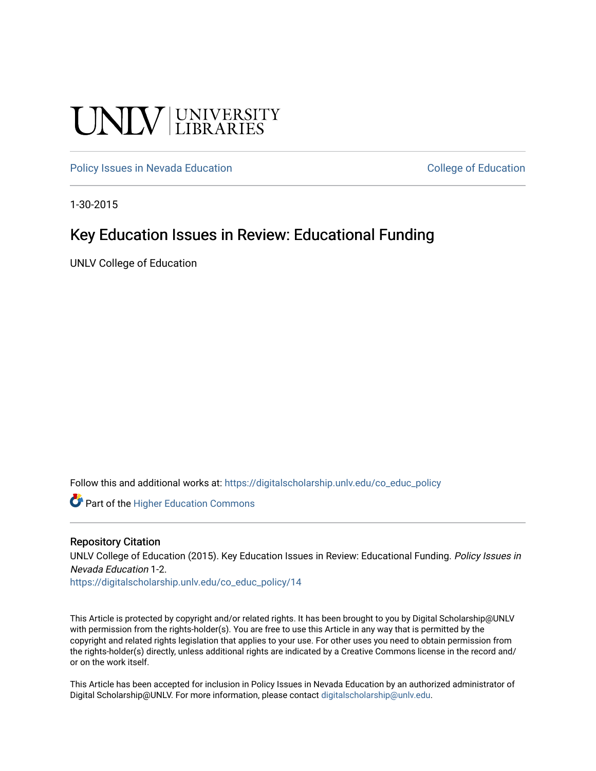UNLV | UNIVERSITY LIBRARIES

Policy Issues in Nevada Education

College of Education

1-30-2015

# Key Education Issues in Review: Educational Funding

UNLV College of Education

Follow this and additional works at: https://digitalscholarship.unlv.edu/co_educ_policy

Part of the Higher Education Commons

## Repository Citation

UNLV College of Education (2015). Key Education Issues in Review: Educational Funding. *Policy Issues in Nevada Education* 1-2.
https://digitalscholarship.unlv.edu/co_educ_policy/14

This Article is protected by copyright and/or related rights. It has been brought to you by Digital Scholarship@UNLV with permission from the rights-holder(s). You are free to use this Article in any way that is permitted by the copyright and related rights legislation that applies to your use. For other uses you need to obtain permission from the rights-holder(s) directly, unless additional rights are indicated by a Creative Commons license in the record and/or on the work itself.

This Article has been accepted for inclusion in Policy Issues in Nevada Education by an authorized administrator of Digital Scholarship@UNLV. For more information, please contact digitalscholarship@unlv.edu.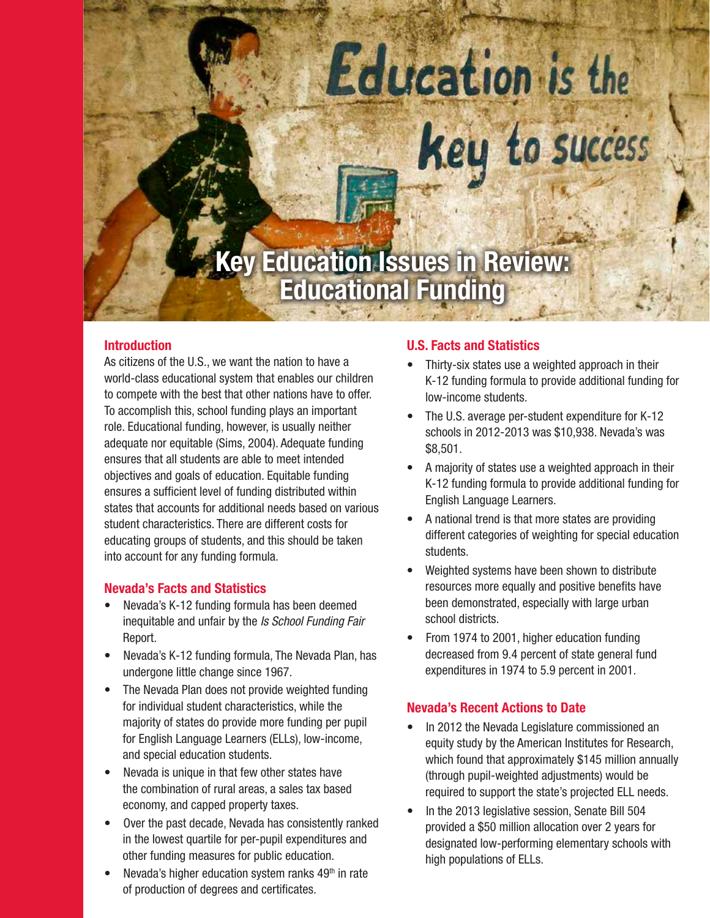# Key Education Issues in Review: Educational Funding

## Introduction

As citizens of the U.S., we want the nation to have a world-class educational system that enables our children to compete with the best that other nations have to offer. To accomplish this, school funding plays an important role. Educational funding, however, is usually neither adequate nor equitable (Sims, 2004). Adequate funding ensures that all students are able to meet intended objectives and goals of education. Equitable funding ensures a sufficient level of funding distributed within states that accounts for additional needs based on various student characteristics. There are different costs for educating groups of students, and this should be taken into account for any funding formula.

## Nevada's Facts and Statistics

- Nevada's K-12 funding formula has been deemed inequitable and unfair by the *Is School Funding Fair* Report.
- Nevada's K-12 funding formula, The Nevada Plan, has undergone little change since 1967.
- The Nevada Plan does not provide weighted funding for individual student characteristics, while the majority of states do provide more funding per pupil for English Language Learners (ELLs), low-income, and special education students.
- Nevada is unique in that few other states have the combination of rural areas, a sales tax based economy, and capped property taxes.
- Over the past decade, Nevada has consistently ranked in the lowest quartile for per-pupil expenditures and other funding measures for public education.
- Nevada's higher education system ranks 49th in rate of production of degrees and certificates.

## U.S. Facts and Statistics

- Thirty-six states use a weighted approach in their K-12 funding formula to provide additional funding for low-income students.
- The U.S. average per-student expenditure for K-12 schools in 2012-2013 was $10,938. Nevada's was $8,501.
- A majority of states use a weighted approach in their K-12 funding formula to provide additional funding for English Language Learners.
- A national trend is that more states are providing different categories of weighting for special education students.
- Weighted systems have been shown to distribute resources more equally and positive benefits have been demonstrated, especially with large urban school districts.
- From 1974 to 2001, higher education funding decreased from 9.4 percent of state general fund expenditures in 1974 to 5.9 percent in 2001.

## Nevada's Recent Actions to Date

- In 2012 the Nevada Legislature commissioned an equity study by the American Institutes for Research, which found that approximately $145 million annually (through pupil-weighted adjustments) would be required to support the state's projected ELL needs.
- In the 2013 legislative session, Senate Bill 504 provided a $50 million allocation over 2 years for designated low-performing elementary schools with high populations of ELLs.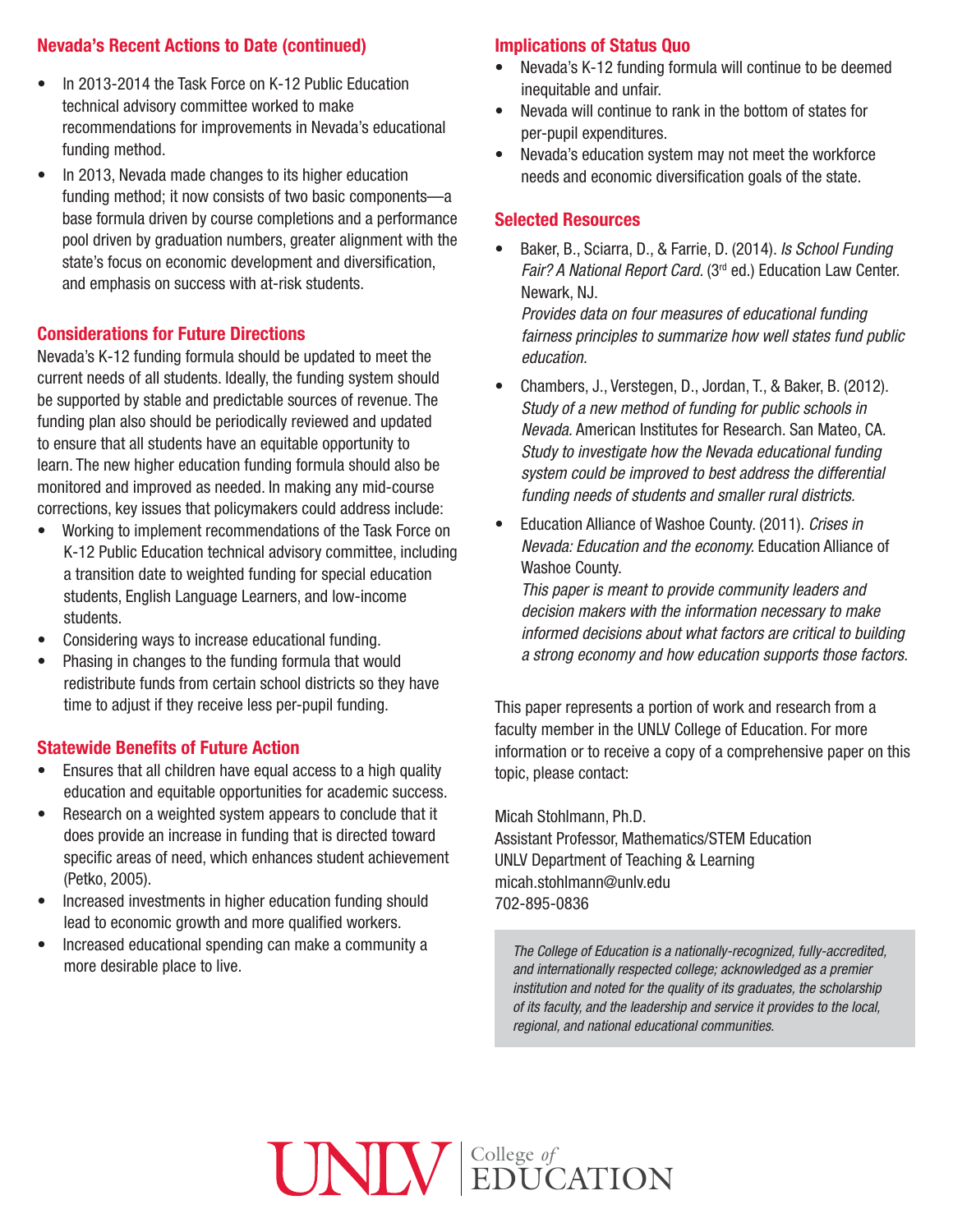## Nevada's Recent Actions to Date (continued)

- In 2013-2014 the Task Force on K-12 Public Education technical advisory committee worked to make recommendations for improvements in Nevada's educational funding method.
- In 2013, Nevada made changes to its higher education funding method; it now consists of two basic components—a base formula driven by course completions and a performance pool driven by graduation numbers, greater alignment with the state's focus on economic development and diversification, and emphasis on success with at-risk students.

## Considerations for Future Directions

Nevada's K-12 funding formula should be updated to meet the current needs of all students. Ideally, the funding system should be supported by stable and predictable sources of revenue. The funding plan also should be periodically reviewed and updated to ensure that all students have an equitable opportunity to learn. The new higher education funding formula should also be monitored and improved as needed. In making any mid-course corrections, key issues that policymakers could address include:

- Working to implement recommendations of the Task Force on K-12 Public Education technical advisory committee, including a transition date to weighted funding for special education students, English Language Learners, and low-income students.
- Considering ways to increase educational funding.
- Phasing in changes to the funding formula that would redistribute funds from certain school districts so they have time to adjust if they receive less per-pupil funding.

## Statewide Benefits of Future Action

- Ensures that all children have equal access to a high quality education and equitable opportunities for academic success.
- Research on a weighted system appears to conclude that it does provide an increase in funding that is directed toward specific areas of need, which enhances student achievement (Petko, 2005).
- Increased investments in higher education funding should lead to economic growth and more qualified workers.
- Increased educational spending can make a community a more desirable place to live.

## Implications of Status Quo

- Nevada's K-12 funding formula will continue to be deemed inequitable and unfair.
- Nevada will continue to rank in the bottom of states for per-pupil expenditures.
- Nevada's education system may not meet the workforce needs and economic diversification goals of the state.

## Selected Resources

- Baker, B., Sciarra, D., & Farrie, D. (2014). *Is School Funding Fair? A National Report Card.* (3rd ed.) Education Law Center. Newark, NJ.
  *Provides data on four measures of educational funding fairness principles to summarize how well states fund public education.*
- Chambers, J., Verstegen, D., Jordan, T., & Baker, B. (2012). *Study of a new method of funding for public schools in Nevada.* American Institutes for Research. San Mateo, CA.
  *Study to investigate how the Nevada educational funding system could be improved to best address the differential funding needs of students and smaller rural districts.*
- Education Alliance of Washoe County. (2011). *Crises in Nevada: Education and the economy.* Education Alliance of Washoe County.
  *This paper is meant to provide community leaders and decision makers with the information necessary to make informed decisions about what factors are critical to building a strong economy and how education supports those factors.*

This paper represents a portion of work and research from a faculty member in the UNLV College of Education. For more information or to receive a copy of a comprehensive paper on this topic, please contact:

Micah Stohlmann, Ph.D.
Assistant Professor, Mathematics/STEM Education
UNLV Department of Teaching & Learning
micah.stohlmann@unlv.edu
702-895-0836

*The College of Education is a nationally-recognized, fully-accredited, and internationally respected college; acknowledged as a premier institution and noted for the quality of its graduates, the scholarship of its faculty, and the leadership and service it provides to the local, regional, and national educational communities.*

UNLV College of EDUCATION